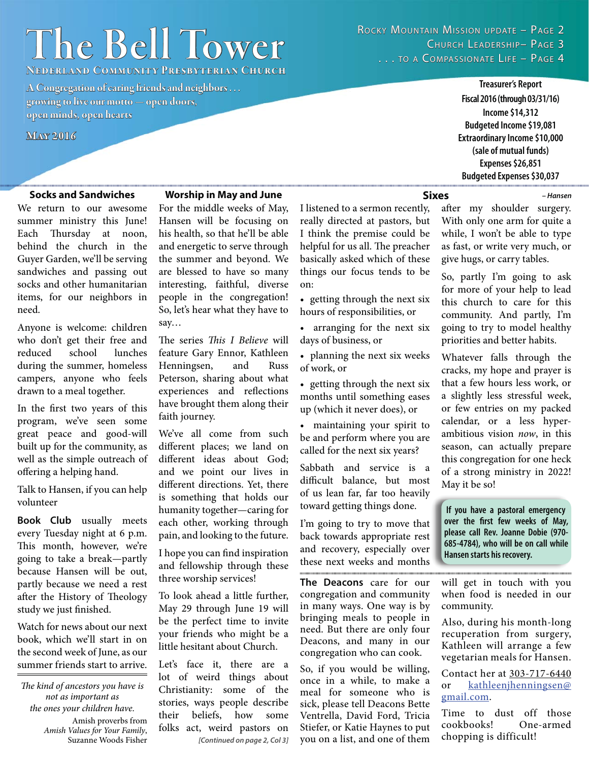# The Bell Tower

**Nederland Community Presbyterian Church**

A Congregation of caring friends and neighbors . . . growing to live our motto — open doors, open minds, open hearts

May 2016

Rocky Mountain Mission update – Page 2
Church Leadership– Page 3
. . . to a Compassionate Life – Page 4

**Treasurer's Report**
**Fiscal 2016 (through 03/31/16)**
**Income $14,312**
**Budgeted Income $19,081**
**Extraordinary Income $10,000**
**(sale of mutual funds)**
**Expenses $26,851**
**Budgeted Expenses $30,037**

## Socks and Sandwiches

We return to our awesome summer ministry this June! Each Thursday at noon, behind the church in the Guyer Garden, we'll be serving sandwiches and passing out socks and other humanitarian items, for our neighbors in need.

Anyone is welcome: children who don't get their free and reduced school lunches during the summer, homeless campers, anyone who feels drawn to a meal together.

In the first two years of this program, we've seen some great peace and good-will built up for the community, as well as the simple outreach of offering a helping hand.

Talk to Hansen, if you can help volunteer

**Book Club** usually meets every Tuesday night at 6 p.m. This month, however, we're going to take a break—partly because Hansen will be out, partly because we need a rest after the History of Theology study we just finished.

Watch for news about our next book, which we'll start in on the second week of June, as our summer friends start to arrive.

---

*The kind of ancestors you have is not as important as the ones your children have.*

Amish proverbs from *Amish Values for Your Family*, Suzanne Woods Fisher

## Worship in May and June

For the middle weeks of May, Hansen will be focusing on his health, so that he'll be able and energetic to serve through the summer and beyond. We are blessed to have so many interesting, faithful, diverse people in the congregation! So, let's hear what they have to say…

The series *This I Believe* will feature Gary Ennor, Kathleen Henningsen, and Russ Peterson, sharing about what experiences and reflections have brought them along their faith journey.

We've all come from such different places; we land on different ideas about God; and we point our lives in different directions. Yet, there is something that holds our humanity together—caring for each other, working through pain, and looking to the future.

I hope you can find inspiration and fellowship through these three worship services!

To look ahead a little further, May 29 through June 19 will be the perfect time to invite your friends who might be a little hesitant about Church.

Let's face it, there are a lot of weird things about Christianity: some of the stories, ways people describe their beliefs, how some folks act, weird pastors on

*[Continued on page 2, Col 3]*

## Sixes

*– Hansen*

I listened to a sermon recently, really directed at pastors, but I think the premise could be helpful for us all. The preacher basically asked which of these things our focus tends to be on:

- getting through the next six hours of responsibilities, or
- arranging for the next six days of business, or
- planning the next six weeks of work, or
- getting through the next six months until something eases up (which it never does), or
- maintaining your spirit to be and perform where you are called for the next six years?

Sabbath and service is a difficult balance, but most of us lean far, far too heavily toward getting things done.

I'm going to try to move that back towards appropriate rest and recovery, especially over these next weeks and months after my shoulder surgery. With only one arm for quite a while, I won't be able to type as fast, or write very much, or give hugs, or carry tables.

So, partly I'm going to ask for more of your help to lead this church to care for this community. And partly, I'm going to try to model healthy priorities and better habits.

Whatever falls through the cracks, my hope and prayer is that a few hours less work, or a slightly less stressful week, or few entries on my packed calendar, or a less hyper-ambitious vision *now*, in this season, can actually prepare this congregation for one heck of a strong ministry in 2022! May it be so!

**If you have a pastoral emergency over the first few weeks of May, please call Rev. Joanne Dobie (970-685-4784), who will be on call while Hansen starts his recovery.**

---

**The Deacons** care for our congregation and community in many ways. One way is by bringing meals to people in need. But there are only four Deacons, and many in our congregation who can cook.

So, if you would be willing, once in a while, to make a meal for someone who is sick, please tell Deacons Bette Ventrella, David Ford, Tricia Stiefer, or Katie Haynes to put you on a list, and one of them will get in touch with you when food is needed in our community.

Also, during his month-long recuperation from surgery, Kathleen will arrange a few vegetarian meals for Hansen.

Contact her at 303-717-6440 or kathleenjhenningsen@gmail.com.

Time to dust off those cookbooks! One-armed chopping is difficult!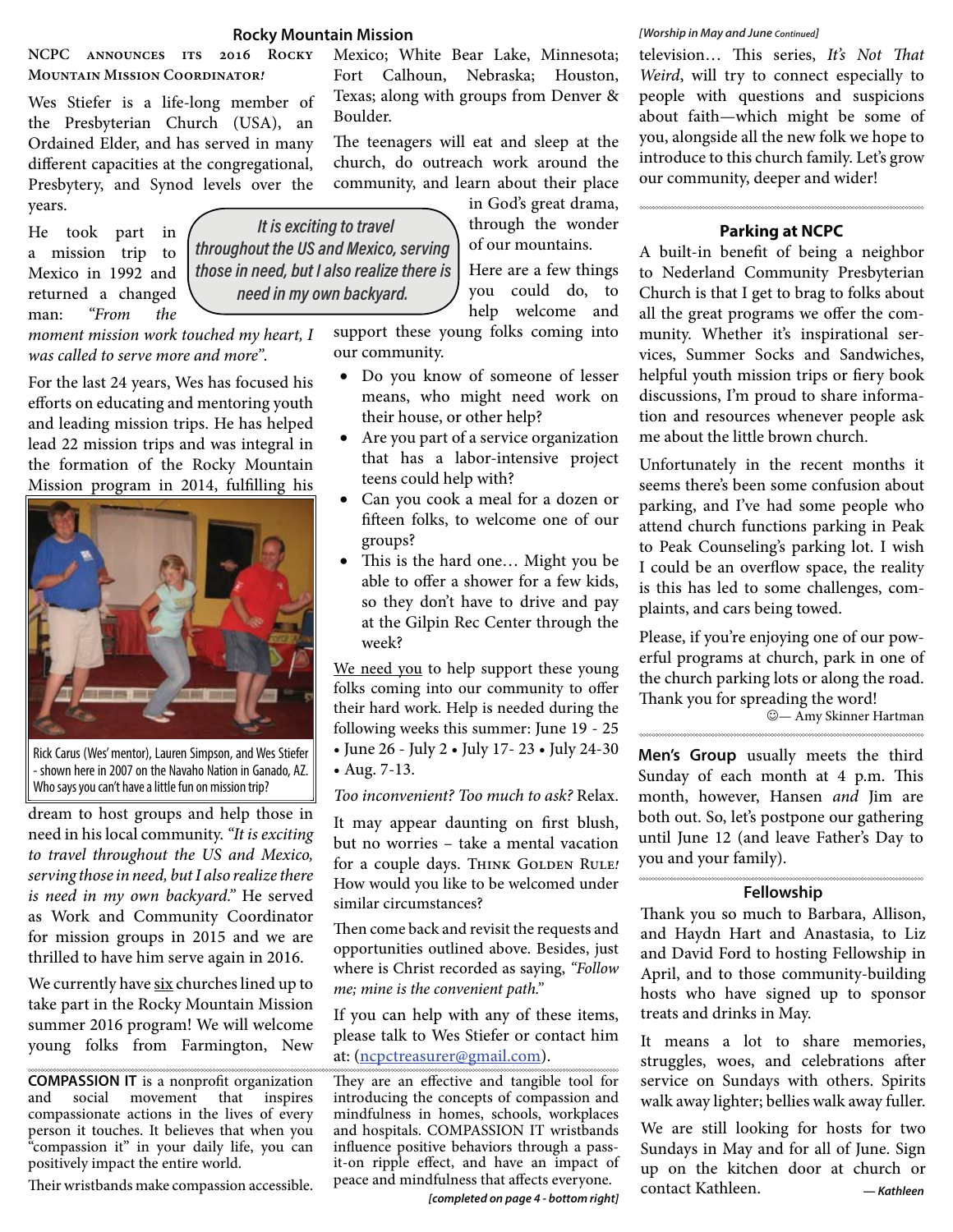## Rocky Mountain Mission

**NCPC announces its 2016 Rocky Mountain Mission Coordinator!**

Wes Stiefer is a life-long member of the Presbyterian Church (USA), an Ordained Elder, and has served in many different capacities at the congregational, Presbytery, and Synod levels over the years.

He took part in a mission trip to Mexico in 1992 and returned a changed man: *"From the moment mission work touched my heart, I was called to serve more and more".*

For the last 24 years, Wes has focused his efforts on educating and mentoring youth and leading mission trips. He has helped lead 22 mission trips and was integral in the formation of the Rocky Mountain Mission program in 2014, fulfilling his dream to host groups and help those in need in his local community. *"It is exciting to travel throughout the US and Mexico, serving those in need, but I also realize there is need in my own backyard."* He served as Work and Community Coordinator for mission groups in 2015 and we are thrilled to have him serve again in 2016.

> *It is exciting to travel throughout the US and Mexico, serving those in need, but I also realize there is need in my own backyard.*

Rick Carus (Wes' mentor), Lauren Simpson, and Wes Stiefer - shown here in 2007 on the Navaho Nation in Ganado, AZ. Who says you can't have a little fun on mission trip?

We currently have six churches lined up to take part in the Rocky Mountain Mission summer 2016 program! We will welcome young folks from Farmington, New Mexico; White Bear Lake, Minnesota; Fort Calhoun, Nebraska; Houston, Texas; along with groups from Denver & Boulder.

The teenagers will eat and sleep at the church, do outreach work around the community, and learn about their place in God's great drama, through the wonder of our mountains.

Here are a few things you could do, to help welcome and support these young folks coming into our community.

- Do you know of someone of lesser means, who might need work on their house, or other help?
- Are you part of a service organization that has a labor-intensive project teens could help with?
- Can you cook a meal for a dozen or fifteen folks, to welcome one of our groups?
- This is the hard one… Might you be able to offer a shower for a few kids, so they don't have to drive and pay at the Gilpin Rec Center through the week?

We need you to help support these young folks coming into our community to offer their hard work. Help is needed during the following weeks this summer: June 19 - 25 • June 26 - July 2 • July 17- 23 • July 24-30 • Aug. 7-13.

*Too inconvenient? Too much to ask?* Relax.

It may appear daunting on first blush, but no worries – take a mental vacation for a couple days. Think Golden Rule! How would you like to be welcomed under similar circumstances?

Then come back and revisit the requests and opportunities outlined above. Besides, just where is Christ recorded as saying, *"Follow me; mine is the convenient path."*

If you can help with any of these items, please talk to Wes Stiefer or contact him at: (ncpctreasurer@gmail.com).

**COMPASSION IT** is a nonprofit organization and social movement that inspires compassionate actions in the lives of every person it touches. It believes that when you "compassion it" in your daily life, you can positively impact the entire world.

Their wristbands make compassion accessible. They are an effective and tangible tool for introducing the concepts of compassion and mindfulness in homes, schools, workplaces and hospitals. COMPASSION IT wristbands influence positive behaviors through a pass-it-on ripple effect, and have an impact of peace and mindfulness that affects everyone.

***[completed on page 4 - bottom right]***

***[Worship in May and June** Continued]*

television… This series, *It's Not That Weird*, will try to connect especially to people with questions and suspicions about faith—which might be some of you, alongside all the new folk we hope to introduce to this church family. Let's grow our community, deeper and wider!

### Parking at NCPC

A built-in benefit of being a neighbor to Nederland Community Presbyterian Church is that I get to brag to folks about all the great programs we offer the community. Whether it's inspirational services, Summer Socks and Sandwiches, helpful youth mission trips or fiery book discussions, I'm proud to share information and resources whenever people ask me about the little brown church.

Unfortunately in the recent months it seems there's been some confusion about parking, and I've had some people who attend church functions parking in Peak to Peak Counseling's parking lot. I wish I could be an overflow space, the reality is this has led to some challenges, complaints, and cars being towed.

Please, if you're enjoying one of our powerful programs at church, park in one of the church parking lots or along the road. Thank you for spreading the word!

☺— Amy Skinner Hartman

**Men's Group** usually meets the third Sunday of each month at 4 p.m. This month, however, Hansen *and* Jim are both out. So, let's postpone our gathering until June 12 (and leave Father's Day to you and your family).

### Fellowship

Thank you so much to Barbara, Allison, and Haydn Hart and Anastasia, to Liz and David Ford to hosting Fellowship in April, and to those community-building hosts who have signed up to sponsor treats and drinks in May.

It means a lot to share memories, struggles, woes, and celebrations after service on Sundays with others. Spirits walk away lighter; bellies walk away fuller.

We are still looking for hosts for two Sundays in May and for all of June. Sign up on the kitchen door at church or contact Kathleen.

***— Kathleen***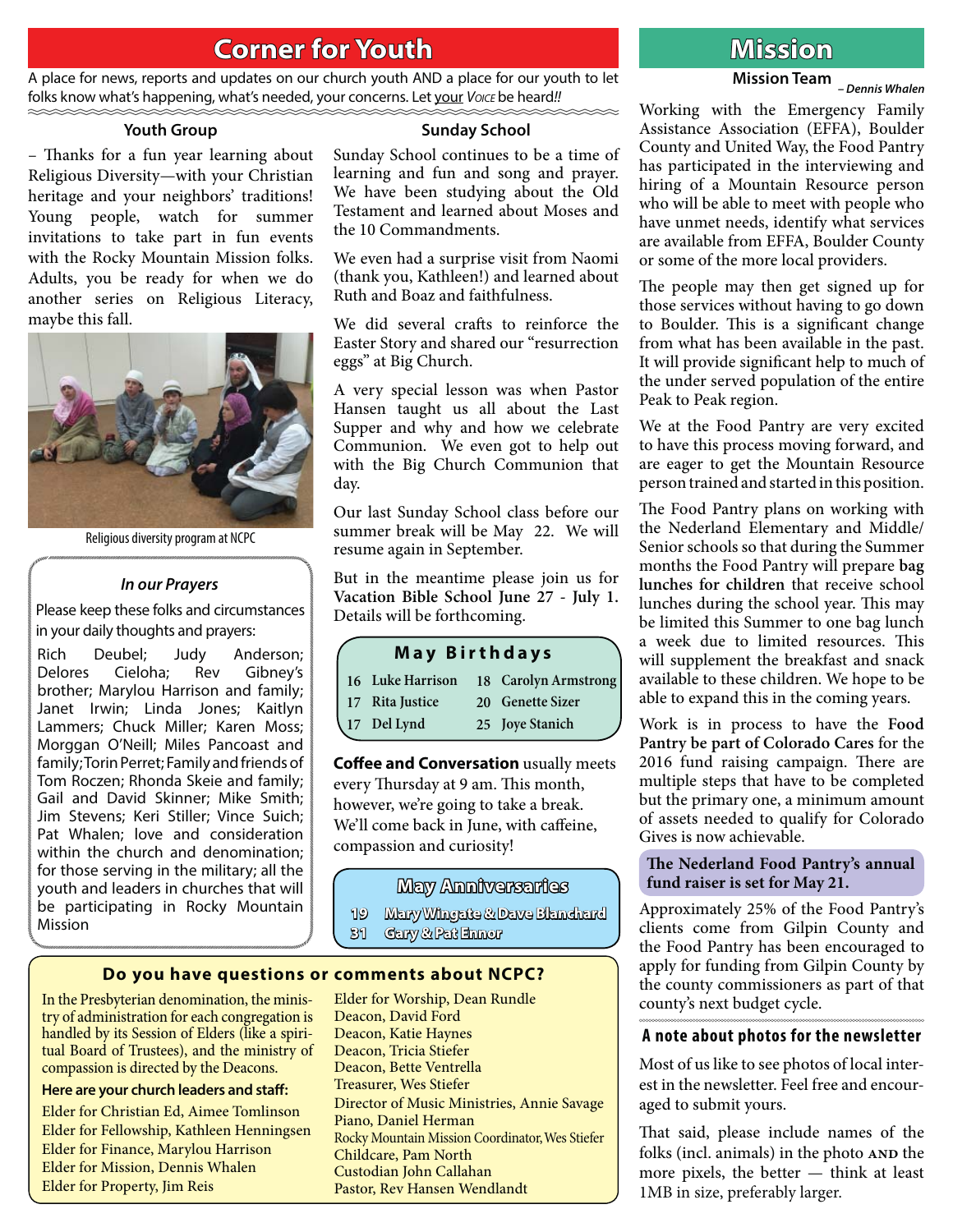# Corner for Youth

A place for news, reports and updates on our church youth AND a place for our youth to let folks know what's happening, what's needed, your concerns. Let your *Voice* be heard!!

### Youth Group

– Thanks for a fun year learning about Religious Diversity—with your Christian heritage and your neighbors' traditions! Young people, watch for summer invitations to take part in fun events with the Rocky Mountain Mission folks. Adults, you be ready for when we do another series on Religious Literacy, maybe this fall.

Religious diversity program at NCPC

### *In our Prayers*

Please keep these folks and circumstances in your daily thoughts and prayers:

Rich Deubel; Judy Anderson; Delores Cieloha; Rev Gibney's brother; Marylou Harrison and family; Janet Irwin; Linda Jones; Kaitlyn Lammers; Chuck Miller; Karen Moss; Morggan O'Neill; Miles Pancoast and family; Torin Perret; Family and friends of Tom Roczen; Rhonda Skeie and family; Gail and David Skinner; Mike Smith; Jim Stevens; Keri Stiller; Vince Suich; Pat Whalen; love and consideration within the church and denomination; for those serving in the military; all the youth and leaders in churches that will be participating in Rocky Mountain Mission

### Sunday School

Sunday School continues to be a time of learning and fun and song and prayer. We have been studying about the Old Testament and learned about Moses and the 10 Commandments.

We even had a surprise visit from Naomi (thank you, Kathleen!) and learned about Ruth and Boaz and faithfulness.

We did several crafts to reinforce the Easter Story and shared our "resurrection eggs" at Big Church.

A very special lesson was when Pastor Hansen taught us all about the Last Supper and why and how we celebrate Communion. We even got to help out with the Big Church Communion that day.

Our last Sunday School class before our summer break will be May 22. We will resume again in September.

But in the meantime please join us for **Vacation Bible School June 27 - July 1.** Details will be forthcoming.

### May Birthdays

| | | | |
|---|---|---|---|
| 16 | Luke Harrison | 18 | Carolyn Armstrong |
| 17 | Rita Justice | 20 | Genette Sizer |
| 17 | Del Lynd | 25 | Joye Stanich |

**Coffee and Conversation** usually meets every Thursday at 9 am. This month, however, we're going to take a break. We'll come back in June, with caffeine, compassion and curiosity!

### May Anniversaries

| | |
|---|---|
| 19 | Mary Wingate & Dave Blanchard |
| 31 | Gary & Pat Ennor |

### Do you have questions or comments about NCPC?

In the Presbyterian denomination, the ministry of administration for each congregation is handled by its Session of Elders (like a spiritual Board of Trustees), and the ministry of compassion is directed by the Deacons.

**Here are your church leaders and staff:**

Elder for Christian Ed, Aimee Tomlinson
Elder for Fellowship, Kathleen Henningsen
Elder for Finance, Marylou Harrison
Elder for Mission, Dennis Whalen
Elder for Property, Jim Reis
Elder for Worship, Dean Rundle
Deacon, David Ford
Deacon, Katie Haynes
Deacon, Tricia Stiefer
Deacon, Bette Ventrella
Treasurer, Wes Stiefer
Director of Music Ministries, Annie Savage
Piano, Daniel Herman
Rocky Mountain Mission Coordinator, Wes Stiefer
Childcare, Pam North
Custodian John Callahan
Pastor, Rev Hansen Wendlandt

# Mission

### Mission Team

*– Dennis Whalen*

Working with the Emergency Family Assistance Association (EFFA), Boulder County and United Way, the Food Pantry has participated in the interviewing and hiring of a Mountain Resource person who will be able to meet with people who have unmet needs, identify what services are available from EFFA, Boulder County or some of the more local providers.

The people may then get signed up for those services without having to go down to Boulder. This is a significant change from what has been available in the past. It will provide significant help to much of the under served population of the entire Peak to Peak region.

We at the Food Pantry are very excited to have this process moving forward, and are eager to get the Mountain Resource person trained and started in this position.

The Food Pantry plans on working with the Nederland Elementary and Middle/Senior schools so that during the Summer months the Food Pantry will prepare **bag lunches for children** that receive school lunches during the school year. This may be limited this Summer to one bag lunch a week due to limited resources. This will supplement the breakfast and snack available to these children. We hope to be able to expand this in the coming years.

Work is in process to have the **Food Pantry be part of Colorado Cares** for the 2016 fund raising campaign. There are multiple steps that have to be completed but the primary one, a minimum amount of assets needed to qualify for Colorado Gives is now achievable.

**The Nederland Food Pantry's annual fund raiser is set for May 21.**

Approximately 25% of the Food Pantry's clients come from Gilpin County and the Food Pantry has been encouraged to apply for funding from Gilpin County by the county commissioners as part of that county's next budget cycle.

### A note about photos for the newsletter

Most of us like to see photos of local interest in the newsletter. Feel free and encouraged to submit yours.

That said, please include names of the folks (incl. animals) in the photo AND the more pixels, the better — think at least 1MB in size, preferably larger.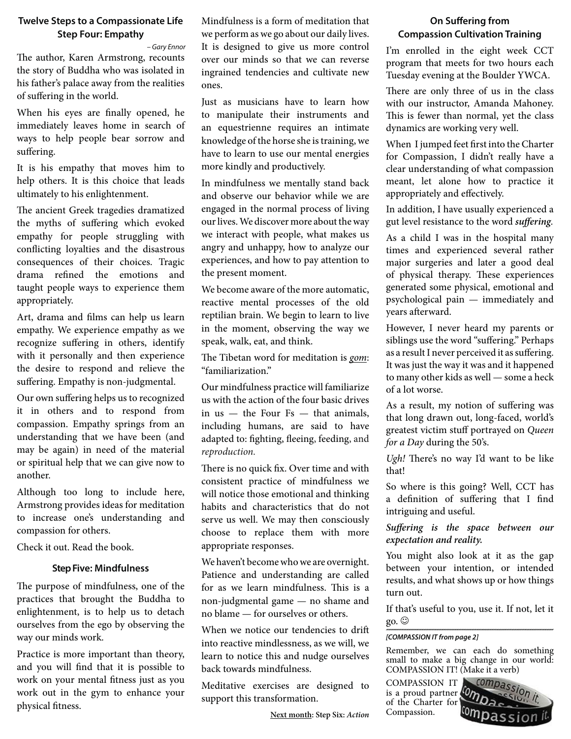## Twelve Steps to a Compassionate Life
## Step Four: Empathy

*– Gary Ennor*

The author, Karen Armstrong, recounts the story of Buddha who was isolated in his father's palace away from the realities of suffering in the world.

When his eyes are finally opened, he immediately leaves home in search of ways to help people bear sorrow and suffering.

It is his empathy that moves him to help others. It is this choice that leads ultimately to his enlightenment.

The ancient Greek tragedies dramatized the myths of suffering which evoked empathy for people struggling with conflicting loyalties and the disastrous consequences of their choices. Tragic drama refined the emotions and taught people ways to experience them appropriately.

Art, drama and films can help us learn empathy. We experience empathy as we recognize suffering in others, identify with it personally and then experience the desire to respond and relieve the suffering. Empathy is non-judgmental.

Our own suffering helps us to recognized it in others and to respond from compassion. Empathy springs from an understanding that we have been (and may be again) in need of the material or spiritual help that we can give now to another.

Although too long to include here, Armstrong provides ideas for meditation to increase one's understanding and compassion for others.

Check it out. Read the book.

## Step Five: Mindfulness

The purpose of mindfulness, one of the practices that brought the Buddha to enlightenment, is to help us to detach ourselves from the ego by observing the way our minds work.

Practice is more important than theory, and you will find that it is possible to work on your mental fitness just as you work out in the gym to enhance your physical fitness.

Mindfulness is a form of meditation that we perform as we go about our daily lives. It is designed to give us more control over our minds so that we can reverse ingrained tendencies and cultivate new ones.

Just as musicians have to learn how to manipulate their instruments and an equestrienne requires an intimate knowledge of the horse she is training, we have to learn to use our mental energies more kindly and productively.

In mindfulness we mentally stand back and observe our behavior while we are engaged in the normal process of living our lives. We discover more about the way we interact with people, what makes us angry and unhappy, how to analyze our experiences, and how to pay attention to the present moment.

We become aware of the more automatic, reactive mental processes of the old reptilian brain. We begin to learn to live in the moment, observing the way we speak, walk, eat, and think.

The Tibetan word for meditation is *gom*: "familiarization."

Our mindfulness practice will familiarize us with the action of the four basic drives in us — the Four Fs — that animals, including humans, are said to have adapted to: fighting, fleeing, feeding, and *reproduction.*

There is no quick fix. Over time and with consistent practice of mindfulness we will notice those emotional and thinking habits and characteristics that do not serve us well. We may then consciously choose to replace them with more appropriate responses.

We haven't become who we are overnight. Patience and understanding are called for as we learn mindfulness. This is a non-judgmental game — no shame and no blame — for ourselves or others.

When we notice our tendencies to drift into reactive mindlessness, as we will, we learn to notice this and nudge ourselves back towards mindfulness.

Meditative exercises are designed to support this transformation.

**Next month: Step Six:** ***Action***

## On Suffering from Compassion Cultivation Training

I'm enrolled in the eight week CCT program that meets for two hours each Tuesday evening at the Boulder YWCA.

There are only three of us in the class with our instructor, Amanda Mahoney. This is fewer than normal, yet the class dynamics are working very well.

When I jumped feet first into the Charter for Compassion, I didn't really have a clear understanding of what compassion meant, let alone how to practice it appropriately and effectively.

In addition, I have usually experienced a gut level resistance to the word ***suffering.***

As a child I was in the hospital many times and experienced several rather major surgeries and later a good deal of physical therapy. These experiences generated some physical, emotional and psychological pain — immediately and years afterward.

However, I never heard my parents or siblings use the word "suffering." Perhaps as a result I never perceived it as suffering. It was just the way it was and it happened to many other kids as well — some a heck of a lot worse.

As a result, my notion of suffering was that long drawn out, long-faced, world's greatest victim stuff portrayed on *Queen for a Day* during the 50's.

*Ugh!* There's no way I'd want to be like that!

So where is this going? Well, CCT has a definition of suffering that I find intriguing and useful.

***Suffering is the space between our expectation and reality.***

You might also look at it as the gap between your intention, or intended results, and what shows up or how things turn out.

If that's useful to you, use it. If not, let it go. ☺

***[COMPASSION IT from page 2]***

Remember, we can each do something small to make a big change in our world: COMPASSION IT! (Make it a verb)

COMPASSION IT is a proud partner of the Charter for Compassion.